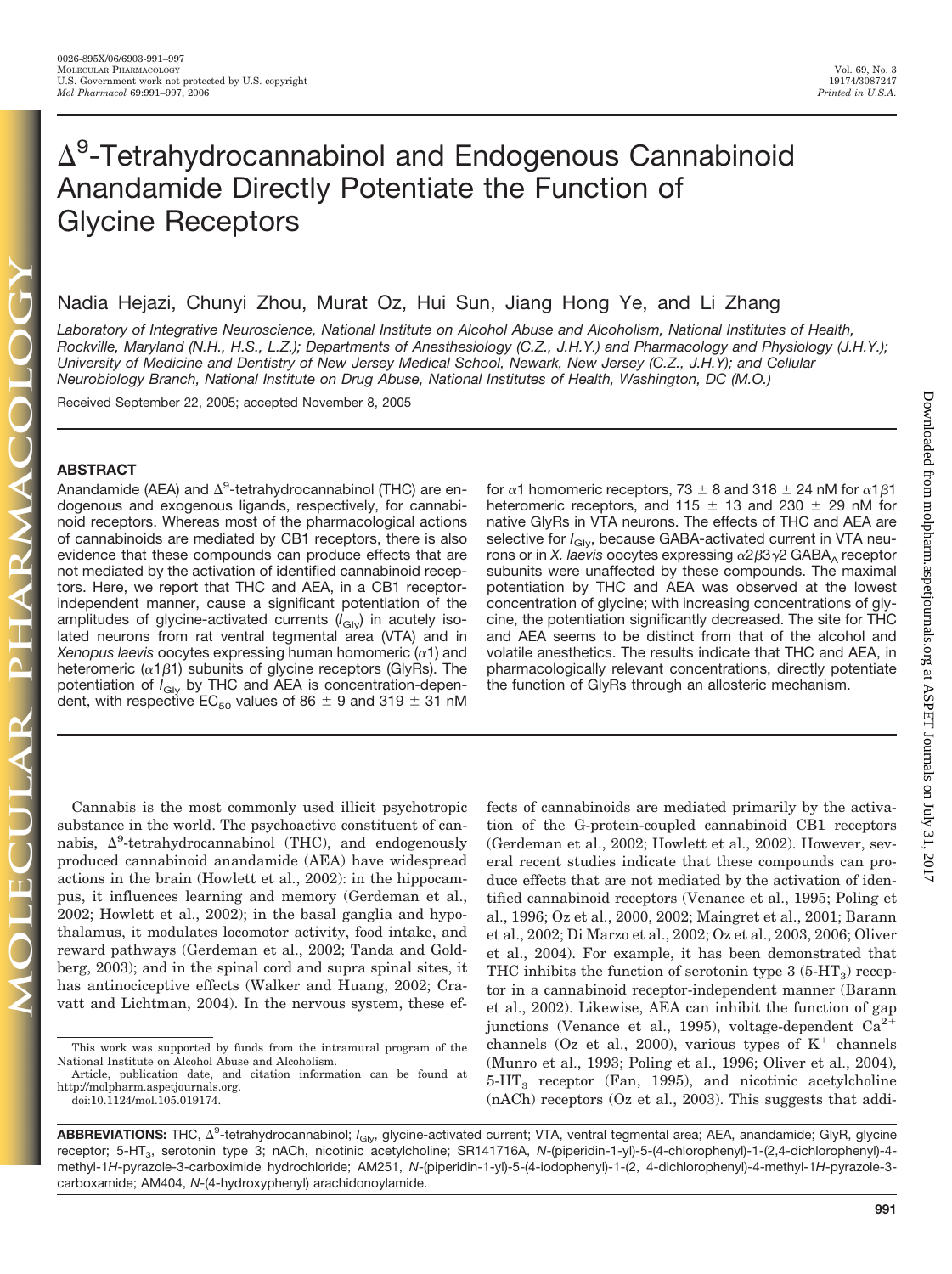# $\Delta^9$-Tetrahydrocannabinol and Endogenous Cannabinoid Anandamide Directly Potentiate the Function of Glycine Receptors

Nadia Hejazi, Chunyi Zhou, Murat Oz, Hui Sun, Jiang Hong Ye, and Li Zhang

*Laboratory of Integrative Neuroscience, National Institute on Alcohol Abuse and Alcoholism, National Institutes of Health, Rockville, Maryland (N.H., H.S., L.Z.); Departments of Anesthesiology (C.Z., J.H.Y.) and Pharmacology and Physiology (J.H.Y.); University of Medicine and Dentistry of New Jersey Medical School, Newark, New Jersey (C.Z., J.H.Y); and Cellular Neurobiology Branch, National Institute on Drug Abuse, National Institutes of Health, Washington, DC (M.O.)*

Received September 22, 2005; accepted November 8, 2005

## ABSTRACT

Anandamide (AEA) and $\Delta^9$-tetrahydrocannabinol (THC) are endogenous and exogenous ligands, respectively, for cannabinoid receptors. Whereas most of the pharmacological actions of cannabinoids are mediated by CB1 receptors, there is also evidence that these compounds can produce effects that are not mediated by the activation of identified cannabinoid receptors. Here, we report that THC and AEA, in a CB1 receptor-independent manner, cause a significant potentiation of the amplitudes of glycine-activated currents ($I_{Gly}$) in acutely isolated neurons from rat ventral tegmental area (VTA) and in *Xenopus laevis* oocytes expressing human homomeric ($\alpha$1) and heteromeric ($\alpha 1\beta 1$) subunits of glycine receptors (GlyRs). The potentiation of $I_{Gly}$ by THC and AEA is concentration-dependent, with respective $EC_{50}$ values of 86 ± 9 and 319 ± 31 nM for $\alpha$1 homomeric receptors, 73 ± 8 and 318 ± 24 nM for $\alpha 1\beta 1$ heteromeric receptors, and 115 ± 13 and 230 ± 29 nM for native GlyRs in VTA neurons. The effects of THC and AEA are selective for $I_{Gly}$, because GABA-activated current in VTA neurons or in *X. laevis* oocytes expressing $\alpha 2\beta 3\gamma 2$ $GABA_A$ receptor subunits were unaffected by these compounds. The maximal potentiation by THC and AEA was observed at the lowest concentration of glycine; with increasing concentrations of glycine, the potentiation significantly decreased. The site for THC and AEA seems to be distinct from that of the alcohol and volatile anesthetics. The results indicate that THC and AEA, in pharmacologically relevant concentrations, directly potentiate the function of GlyRs through an allosteric mechanism.

Cannabis is the most commonly used illicit psychotropic substance in the world. The psychoactive constituent of cannabis, $\Delta^9$-tetrahydrocannabinol (THC), and endogenously produced cannabinoid anandamide (AEA) have widespread actions in the brain (Howlett et al., 2002): in the hippocampus, it influences learning and memory (Gerdeman et al., 2002; Howlett et al., 2002); in the basal ganglia and hypothalamus, it modulates locomotor activity, food intake, and reward pathways (Gerdeman et al., 2002; Tanda and Goldberg, 2003); and in the spinal cord and supra spinal sites, it has antinociceptive effects (Walker and Huang, 2002; Cravatt and Lichtman, 2004). In the nervous system, these effects of cannabinoids are mediated primarily by the activation of the G-protein-coupled cannabinoid CB1 receptors (Gerdeman et al., 2002; Howlett et al., 2002). However, several recent studies indicate that these compounds can produce effects that are not mediated by the activation of identified cannabinoid receptors (Venance et al., 1995; Poling et al., 1996; Oz et al., 2000, 2002; Maingret et al., 2001; Barann et al., 2002; Di Marzo et al., 2002; Oz et al., 2003, 2006; Oliver et al., 2004). For example, it has been demonstrated that THC inhibits the function of serotonin type 3 ($5\text{-}HT_3$) receptor in a cannabinoid receptor-independent manner (Barann et al., 2002). Likewise, AEA can inhibit the function of gap junctions (Venance et al., 1995), voltage-dependent $Ca^{2+}$ channels (Oz et al., 2000), various types of $K^+$ channels (Munro et al., 1993; Poling et al., 1996; Oliver et al., 2004), $5\text{-}HT_3$ receptor (Fan, 1995), and nicotinic acetylcholine (nACh) receptors (Oz et al., 2003). This suggests that addi-

This work was supported by funds from the intramural program of the National Institute on Alcohol Abuse and Alcoholism.

Article, publication date, and citation information can be found at http://molpharm.aspetjournals.org.

doi:10.1124/mol.105.019174.

**ABBREVIATIONS:** THC, $\Delta^9$-tetrahydrocannabinol; $I_{Gly}$, glycine-activated current; VTA, ventral tegmental area; AEA, anandamide; GlyR, glycine receptor; $5\text{-}HT_3$, serotonin type 3; nACh, nicotinic acetylcholine; SR141716A, *N*-(piperidin-1-yl)-5-(4-chlorophenyl)-1-(2,4-dichlorophenyl)-4-methyl-1*H*-pyrazole-3-carboximide hydrochloride; AM251, *N*-(piperidin-1-yl)-5-(4-iodophenyl)-1-(2, 4-dichlorophenyl)-4-methyl-1*H*-pyrazole-3-carboxamide; AM404, *N*-(4-hydroxyphenyl) arachidonoylamide.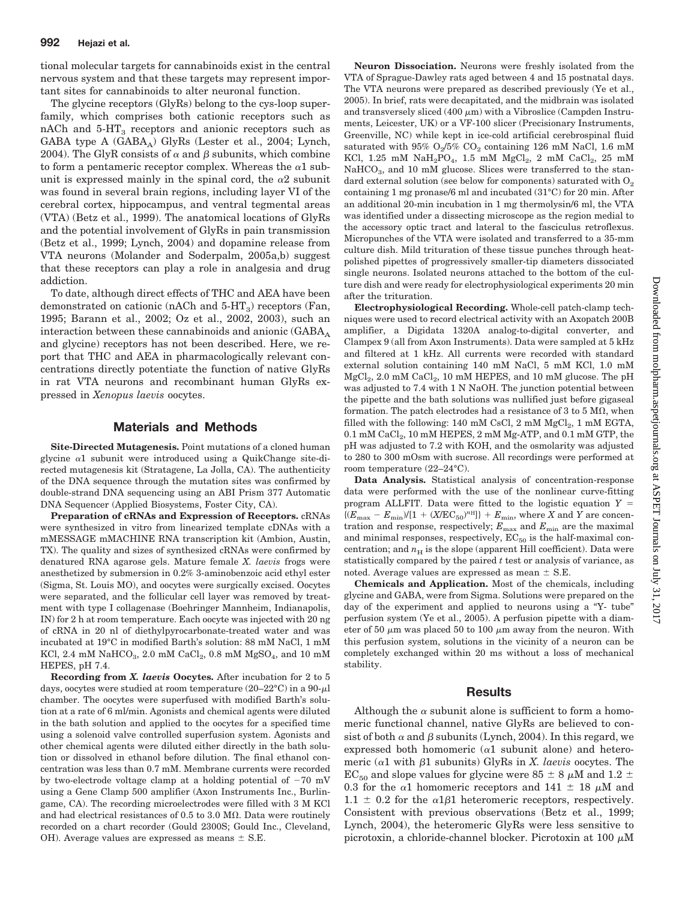tional molecular targets for cannabinoids exist in the central nervous system and that these targets may represent important sites for cannabinoids to alter neuronal function.

The glycine receptors (GlyRs) belong to the cys-loop superfamily, which comprises both cationic receptors such as nACh and 5-$HT_3$ receptors and anionic receptors such as GABA type A ($GABA_A$) GlyRs (Lester et al., 2004; Lynch, 2004). The GlyR consists of $\alpha$ and $\beta$ subunits, which combine to form a pentameric receptor complex. Whereas the $\alpha$1 subunit is expressed mainly in the spinal cord, the $\alpha$2 subunit was found in several brain regions, including layer VI of the cerebral cortex, hippocampus, and ventral tegmental areas (VTA) (Betz et al., 1999). The anatomical locations of GlyRs and the potential involvement of GlyRs in pain transmission (Betz et al., 1999; Lynch, 2004) and dopamine release from VTA neurons (Molander and Soderpalm, 2005a,b) suggest that these receptors can play a role in analgesia and drug addiction.

To date, although direct effects of THC and AEA have been demonstrated on cationic (nACh and 5-$HT_3$) receptors (Fan, 1995; Barann et al., 2002; Oz et al., 2002, 2003), such an interaction between these cannabinoids and anionic ($GABA_A$ and glycine) receptors has not been described. Here, we report that THC and AEA in pharmacologically relevant concentrations directly potentiate the function of native GlyRs in rat VTA neurons and recombinant human GlyRs expressed in *Xenopus laevis* oocytes.

## Materials and Methods

**Site-Directed Mutagenesis.** Point mutations of a cloned human glycine $\alpha$1 subunit were introduced using a QuikChange site-directed mutagenesis kit (Stratagene, La Jolla, CA). The authenticity of the DNA sequence through the mutation sites was confirmed by double-strand DNA sequencing using an ABI Prism 377 Automatic DNA Sequencer (Applied Biosystems, Foster City, CA).

**Preparation of cRNAs and Expression of Receptors.** cRNAs were synthesized in vitro from linearized template cDNAs with a mMESSAGE mMACHINE RNA transcription kit (Ambion, Austin, TX). The quality and sizes of synthesized cRNAs were confirmed by denatured RNA agarose gels. Mature female *X. laevis* frogs were anesthetized by submersion in 0.2% 3-aminobenzoic acid ethyl ester (Sigma, St. Louis MO), and oocytes were surgically excised. Oocytes were separated, and the follicular cell layer was removed by treatment with type I collagenase (Boehringer Mannheim, Indianapolis, IN) for 2 h at room temperature. Each oocyte was injected with 20 ng of cRNA in 20 nl of diethylpyrocarbonate-treated water and was incubated at 19°C in modified Barth's solution: 88 mM NaCl, 1 mM KCl, 2.4 mM $NaHCO_3$, 2.0 mM $CaCl_2$, 0.8 mM $MgSO_4$, and 10 mM HEPES, pH 7.4.

**Recording from *X. laevis* Oocytes.** After incubation for 2 to 5 days, oocytes were studied at room temperature (20–22°C) in a 90-$\mu$l chamber. The oocytes were superfused with modified Barth's solution at a rate of 6 ml/min. Agonists and chemical agents were diluted in the bath solution and applied to the oocytes for a specified time using a solenoid valve controlled superfusion system. Agonists and other chemical agents were diluted either directly in the bath solution or dissolved in ethanol before dilution. The final ethanol concentration was less than 0.7 mM. Membrane currents were recorded by two-electrode voltage clamp at a holding potential of −70 mV using a Gene Clamp 500 amplifier (Axon Instruments Inc., Burlingame, CA). The recording microelectrodes were filled with 3 M KCl and had electrical resistances of 0.5 to 3.0 M$\Omega$. Data were routinely recorded on a chart recorder (Gould 2300S; Gould Inc., Cleveland, OH). Average values are expressed as means ± S.E.

**Neuron Dissociation.** Neurons were freshly isolated from the VTA of Sprague-Dawley rats aged between 4 and 15 postnatal days. The VTA neurons were prepared as described previously (Ye et al., 2005). In brief, rats were decapitated, and the midbrain was isolated and transversely sliced (400 $\mu$m) with a Vibroslice (Campden Instruments, Leicester, UK) or a VF-100 slicer (Precisionary Instruments, Greenville, NC) while kept in ice-cold artificial cerebrospinal fluid saturated with 95% $O_2$/5% $CO_2$ containing 126 mM NaCl, 1.6 mM KCl, 1.25 mM $NaH_2PO_4$, 1.5 mM $MgCl_2$, 2 mM $CaCl_2$, 25 mM $NaHCO_3$, and 10 mM glucose. Slices were transferred to the standard external solution (see below for components) saturated with $O_2$ containing 1 mg pronase/6 ml and incubated (31°C) for 20 min. After an additional 20-min incubation in 1 mg thermolysin/6 ml, the VTA was identified under a dissecting microscope as the region medial to the accessory optic tract and lateral to the fasciculus retroflexus. Micropunches of the VTA were isolated and transferred to a 35-mm culture dish. Mild trituration of these tissue punches through heat-polished pipettes of progressively smaller-tip diameters dissociated single neurons. Isolated neurons attached to the bottom of the culture dish and were ready for electrophysiological experiments 20 min after the trituration.

**Electrophysiological Recording.** Whole-cell patch-clamp techniques were used to record electrical activity with an Axopatch 200B amplifier, a Digidata 1320A analog-to-digital converter, and Clampex 9 (all from Axon Instruments). Data were sampled at 5 kHz and filtered at 1 kHz. All currents were recorded with standard external solution containing 140 mM NaCl, 5 mM KCl, 1.0 mM $MgCl_2$, 2.0 mM $CaCl_2$, 10 mM HEPES, and 10 mM glucose. The pH was adjusted to 7.4 with 1 N NaOH. The junction potential between the pipette and the bath solutions was nullified just before gigaseal formation. The patch electrodes had a resistance of 3 to 5 M$\Omega$, when filled with the following: 140 mM CsCl, 2 mM $MgCl_2$, 1 mM EGTA, 0.1 mM $CaCl_2$, 10 mM HEPES, 2 mM Mg-ATP, and 0.1 mM GTP, the pH was adjusted to 7.2 with KOH, and the osmolarity was adjusted to 280 to 300 mOsm with sucrose. All recordings were performed at room temperature (22–24°C).

**Data Analysis.** Statistical analysis of concentration-response data were performed with the use of the nonlinear curve-fitting program ALLFIT. Data were fitted to the logistic equation $Y = \{(E_{max} - E_{min})/[1 + (X/EC_{50})^{n_H}]\} + E_{min}$, where $X$ and $Y$ are concentration and response, respectively; $E_{max}$ and $E_{min}$ are the maximal and minimal responses, respectively, $EC_{50}$ is the half-maximal concentration; and $n_H$ is the slope (apparent Hill coefficient). Data were statistically compared by the paired $t$ test or analysis of variance, as noted. Average values are expressed as mean ± S.E.

**Chemicals and Application.** Most of the chemicals, including glycine and GABA, were from Sigma. Solutions were prepared on the day of the experiment and applied to neurons using a "Y- tube" perfusion system (Ye et al., 2005). A perfusion pipette with a diameter of 50 $\mu$m was placed 50 to 100 $\mu$m away from the neuron. With this perfusion system, solutions in the vicinity of a neuron can be completely exchanged within 20 ms without a loss of mechanical stability.

## Results

Although the $\alpha$ subunit alone is sufficient to form a homomeric functional channel, native GlyRs are believed to consist of both $\alpha$ and $\beta$ subunits (Lynch, 2004). In this regard, we expressed both homomeric ($\alpha$1 subunit alone) and heteromeric ($\alpha$1 with $\beta$1 subunits) GlyRs in *X. laevis* oocytes. The $EC_{50}$ and slope values for glycine were 85 ± 8 $\mu$M and 1.2 ± 0.3 for the $\alpha$1 homomeric receptors and 141 ± 18 $\mu$M and 1.1 ± 0.2 for the $\alpha$1$\beta$1 heteromeric receptors, respectively. Consistent with previous observations (Betz et al., 1999; Lynch, 2004), the heteromeric GlyRs were less sensitive to picrotoxin, a chloride-channel blocker. Picrotoxin at 100 $\mu$M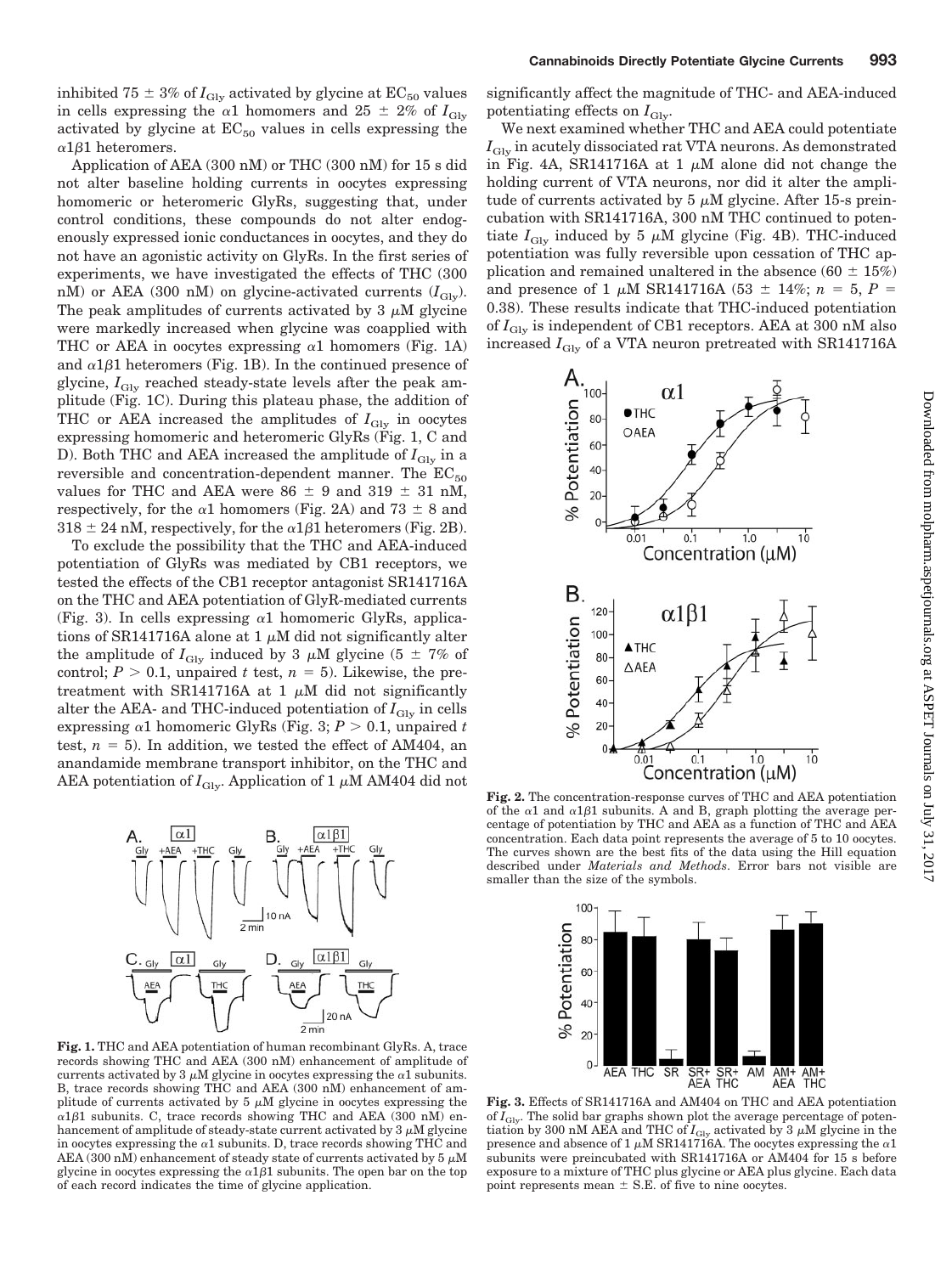inhibited 75 ± 3% of $I_{Gly}$ activated by glycine at $EC_{50}$ values in cells expressing the α1 homomers and 25 ± 2% of $I_{Gly}$ activated by glycine at $EC_{50}$ values in cells expressing the α1β1 heteromers.

Application of AEA (300 nM) or THC (300 nM) for 15 s did not alter baseline holding currents in oocytes expressing homomeric or heteromeric GlyRs, suggesting that, under control conditions, these compounds do not alter endogenously expressed ionic conductances in oocytes, and they do not have an agonistic activity on GlyRs. In the first series of experiments, we have investigated the effects of THC (300 nM) or AEA (300 nM) on glycine-activated currents ($I_{Gly}$). The peak amplitudes of currents activated by 3 μM glycine were markedly increased when glycine was coapplied with THC or AEA in oocytes expressing α1 homomers (Fig. 1A) and α1β1 heteromers (Fig. 1B). In the continued presence of glycine, $I_{Gly}$ reached steady-state levels after the peak amplitude (Fig. 1C). During this plateau phase, the addition of THC or AEA increased the amplitudes of $I_{Gly}$ in oocytes expressing homomeric and heteromeric GlyRs (Fig. 1, C and D). Both THC and AEA increased the amplitude of $I_{Gly}$ in a reversible and concentration-dependent manner. The $EC_{50}$ values for THC and AEA were 86 ± 9 and 319 ± 31 nM, respectively, for the α1 homomers (Fig. 2A) and 73 ± 8 and 318 ± 24 nM, respectively, for the α1β1 heteromers (Fig. 2B).

To exclude the possibility that the THC and AEA-induced potentiation of GlyRs was mediated by CB1 receptors, we tested the effects of the CB1 receptor antagonist SR141716A on the THC and AEA potentiation of GlyR-mediated currents (Fig. 3). In cells expressing α1 homomeric GlyRs, applications of SR141716A alone at 1 μM did not significantly alter the amplitude of $I_{Gly}$ induced by 3 μM glycine (5 ± 7% of control; $P > 0.1$, unpaired $t$ test, $n = 5$). Likewise, the pretreatment with SR141716A at 1 μM did not significantly alter the AEA- and THC-induced potentiation of $I_{Gly}$ in cells expressing α1 homomeric GlyRs (Fig. 3; $P > 0.1$, unpaired $t$ test, $n = 5$). In addition, we tested the effect of AM404, an anandamide membrane transport inhibitor, on the THC and AEA potentiation of $I_{Gly}$. Application of 1 μM AM404 did not significantly affect the magnitude of THC- and AEA-induced potentiating effects on $I_{Gly}$.

We next examined whether THC and AEA could potentiate $I_{Gly}$ in acutely dissociated rat VTA neurons. As demonstrated in Fig. 4A, SR141716A at 1 μM alone did not change the holding current of VTA neurons, nor did it alter the amplitude of currents activated by 5 μM glycine. After 15-s preincubation with SR141716A, 300 nM THC continued to potentiate $I_{Gly}$ induced by 5 μM glycine (Fig. 4B). THC-induced potentiation was fully reversible upon cessation of THC application and remained unaltered in the absence (60 ± 15%) and presence of 1 μM SR141716A (53 ± 14%; $n = 5$, $P = 0.38$). These results indicate that THC-induced potentiation of $I_{Gly}$ is independent of CB1 receptors. AEA at 300 nM also increased $I_{Gly}$ of a VTA neuron pretreated with SR141716A

A. α1
Gly +AEA +THC Gly
B. α1β1
Gly +AEA +THC Gly
10 nA
2 min
C. Gly α1 Gly
AEA THC
D. Gly α1β1 Gly
AEA THC
20 nA
2 min

**Fig. 1.** THC and AEA potentiation of human recombinant GlyRs. A, trace records showing THC and AEA (300 nM) enhancement of amplitude of currents activated by 3 μM glycine in oocytes expressing the α1 subunits. B, trace records showing THC and AEA (300 nM) enhancement of amplitude of currents activated by 5 μM glycine in oocytes expressing the α1β1 subunits. C, trace records showing THC and AEA (300 nM) enhancement of amplitude of steady-state current activated by 3 μM glycine in oocytes expressing the α1 subunits. D, trace records showing THC and AEA (300 nM) enhancement of steady state of currents activated by 5 μM glycine in oocytes expressing the α1β1 subunits. The open bar on the top of each record indicates the time of glycine application.

A. α1
% Potentiation
THC
AEA
0.01 0.1 1.0 10
Concentration (μM)

B. α1β1
% Potentiation
THC
AEA
0.01 0.1 1.0 10
Concentration (μM)

**Fig. 2.** The concentration-response curves of THC and AEA potentiation of the α1 and α1β1 subunits. A and B, graph plotting the average percentage of potentiation by THC and AEA as a function of THC and AEA concentration. Each data point represents the average of 5 to 10 oocytes. The curves shown are the best fits of the data using the Hill equation described under *Materials and Methods*. Error bars not visible are smaller than the size of the symbols.

% Potentiation
AEA THC SR SR+ AEA SR+ THC AM AM+ AEA AM+ THC

**Fig. 3.** Effects of SR141716A and AM404 on THC and AEA potentiation of $I_{Gly}$. The solid bar graphs shown plot the average percentage of potentiation by 300 nM AEA and THC of $I_{Gly}$ activated by 3 μM glycine in the presence and absence of 1 μM SR141716A. The oocytes expressing the α1 subunits were preincubated with SR141716A or AM404 for 15 s before exposure to a mixture of THC plus glycine or AEA plus glycine. Each data point represents mean ± S.E. of five to nine oocytes.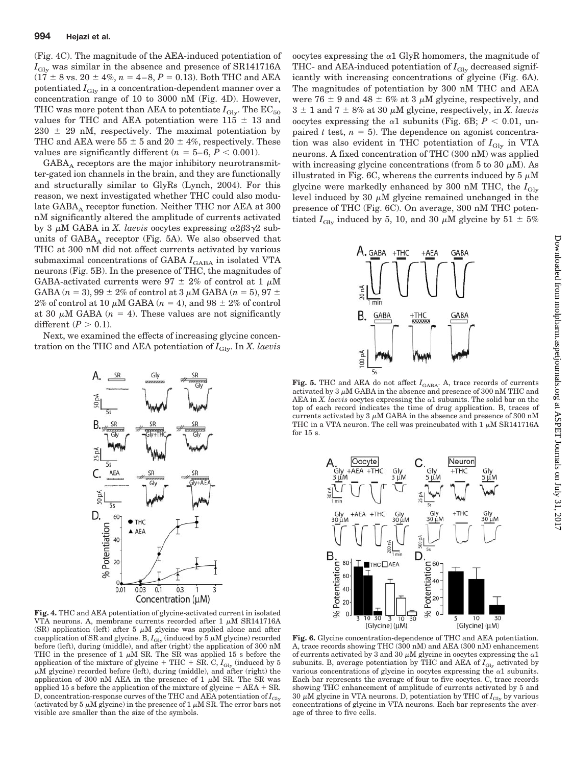(Fig. 4C). The magnitude of the AEA-induced potentiation of $I_{Gly}$ was similar in the absence and presence of SR141716A (17 ± 8 vs. 20 ± 4%, $n$ = 4–8, $P$ = 0.13). Both THC and AEA potentiated $I_{Gly}$ in a concentration-dependent manner over a concentration range of 10 to 3000 nM (Fig. 4D). However, THC was more potent than AEA to potentiate $I_{Gly}$. The $EC_{50}$ values for THC and AEA potentiation were 115 ± 13 and 230 ± 29 nM, respectively. The maximal potentiation by THC and AEA were 55 ± 5 and 20 ± 4%, respectively. These values are significantly different ($n$ = 5–6, $P$ < 0.001).

$GABA_A$ receptors are the major inhibitory neurotransmitter-gated ion channels in the brain, and they are functionally and structurally similar to GlyRs (Lynch, 2004). For this reason, we next investigated whether THC could also modulate $GABA_A$ receptor function. Neither THC nor AEA at 300 nM significantly altered the amplitude of currents activated by 3 μM GABA in *X. laevis* oocytes expressing $\alpha2\beta3\gamma2$ subunits of $GABA_A$ receptor (Fig. 5A). We also observed that THC at 300 nM did not affect currents activated by various submaximal concentrations of GABA $I_{GABA}$ in isolated VTA neurons (Fig. 5B). In the presence of THC, the magnitudes of GABA-activated currents were 97 ± 2% of control at 1 μM GABA ($n$ = 3), 99 ± 2% of control at 3 μM GABA ($n$ = 5), 97 ± 2% of control at 10 μM GABA ($n$ = 4), and 98 ± 2% of control at 30 μM GABA ($n$ = 4). These values are not significantly different ($P$ > 0.1).

Next, we examined the effects of increasing glycine concentration on the THC and AEA potentiation of $I_{Gly}$. In *X. laevis* oocytes expressing the α1 GlyR homomers, the magnitude of THC- and AEA-induced potentiation of $I_{Gly}$ decreased significantly with increasing concentrations of glycine (Fig. 6A). The magnitudes of potentiation by 300 nM THC and AEA were 76 ± 9 and 48 ± 6% at 3 μM glycine, respectively, and 3 ± 1 and 7 ± 8% at 30 μM glycine, respectively, in *X. laevis* oocytes expressing the α1 subunits (Fig. 6B; $P$ < 0.01, unpaired $t$ test, $n$ = 5). The dependence on agonist concentration was also evident in THC potentiation of $I_{Gly}$ in VTA neurons. A fixed concentration of THC (300 nM) was applied with increasing glycine concentrations (from 5 to 30 μM). As illustrated in Fig. 6C, whereas the currents induced by 5 μM glycine were markedly enhanced by 300 nM THC, the $I_{Gly}$ level induced by 30 μM glycine remained unchanged in the presence of THC (Fig. 6C). On average, 300 nM THC potentiated $I_{Gly}$ induced by 5, 10, and 30 μM glycine by 51 ± 5%

**Fig. 4.** THC and AEA potentiation of glycine-activated current in isolated VTA neurons. A, membrane currents recorded after 1 μM SR141716A (SR) application (left) after 5 μM glycine was applied alone and after coapplication of SR and glycine. B, $I_{Gly}$ (induced by 5 μM glycine) recorded before (left), during (middle), and after (right) the application of 300 nM THC in the presence of 1 μM SR. The SR was applied 15 s before the application of the mixture of glycine + THC + SR. C, $I_{Gly}$ (induced by 5 μM glycine) recorded before (left), during (middle), and after (right) the application of 300 nM AEA in the presence of 1 μM SR. The SR was applied 15 s before the application of the mixture of glycine + AEA + SR. D, concentration-response curves of the THC and AEA potentiation of $I_{Gly}$ (activated by 5 μM glycine) in the presence of 1 μM SR. The error bars not visible are smaller than the size of the symbols.

**Fig. 5.** THC and AEA do not affect $I_{GABA}$. A, trace records of currents activated by 3 μM GABA in the absence and presence of 300 nM THC and AEA in *X. laevis* oocytes expressing the α1 subunits. The solid bar on the top of each record indicates the time of drug application. B, traces of currents activated by 3 μM GABA in the absence and presence of 300 nM THC in a VTA neuron. The cell was preincubated with 1 μM SR141716A for 15 s.

**Fig. 6.** Glycine concentration-dependence of THC and AEA potentiation. A, trace records showing THC (300 nM) and AEA (300 nM) enhancement of currents activated by 3 and 30 μM glycine in oocytes expressing the α1 subunits. B, average potentiation by THC and AEA of $I_{Gly}$ activated by various concentrations of glycine in oocytes expressing the α1 subunits. Each bar represents the average of four to five oocytes. C, trace records showing THC enhancement of amplitude of currents activated by 5 and 30 μM glycine in VTA neurons. D, potentiation by THC of $I_{Gly}$ by various concentrations of glycine in VTA neurons. Each bar represents the average of three to five cells.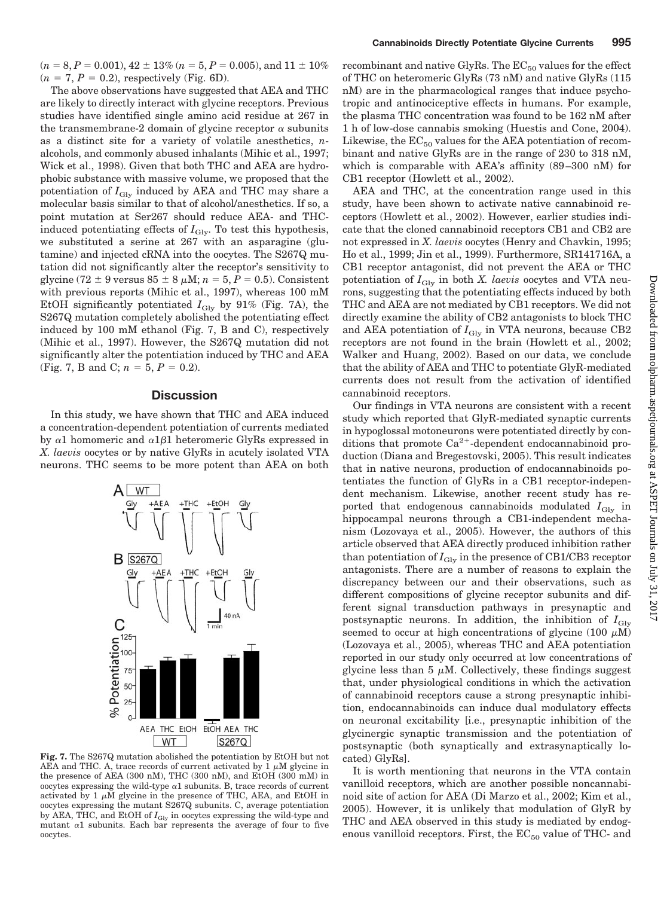($n = 8$, $P = 0.001$), 42 ± 13% ($n = 5$, $P = 0.005$), and 11 ± 10% ($n = 7$, $P = 0.2$), respectively (Fig. 6D).

The above observations have suggested that AEA and THC are likely to directly interact with glycine receptors. Previous studies have identified single amino acid residue at 267 in the transmembrane-2 domain of glycine receptor α subunits as a distinct site for a variety of volatile anesthetics, n-alcohols, and commonly abused inhalants (Mihic et al., 1997; Wick et al., 1998). Given that both THC and AEA are hydrophobic substance with massive volume, we proposed that the potentiation of $I_{Gly}$ induced by AEA and THC may share a molecular basis similar to that of alcohol/anesthetics. If so, a point mutation at Ser267 should reduce AEA- and THC-induced potentiating effects of $I_{Gly}$. To test this hypothesis, we substituted a serine at 267 with an asparagine (glutamine) and injected cRNA into the oocytes. The S267Q mutation did not significantly alter the receptor's sensitivity to glycine (72 ± 9 versus 85 ± 8 μM; $n = 5$, $P = 0.5$). Consistent with previous reports (Mihic et al., 1997), whereas 100 mM EtOH significantly potentiated $I_{Gly}$ by 91% (Fig. 7A), the S267Q mutation completely abolished the potentiating effect induced by 100 mM ethanol (Fig. 7, B and C), respectively (Mihic et al., 1997). However, the S267Q mutation did not significantly alter the potentiation induced by THC and AEA (Fig. 7, B and C; $n = 5$, $P = 0.2$).

## Discussion

In this study, we have shown that THC and AEA induced a concentration-dependent potentiation of currents mediated by α1 homomeric and α1β1 heteromeric GlyRs expressed in *X. laevis* oocytes or by native GlyRs in acutely isolated VTA neurons. THC seems to be more potent than AEA on both

A WT
Gly +AEA +THC +EtOH Gly

B S267Q
Gly +AEA +THC +EtOH Gly

40 nA
1 min

C
% Potentiation
125
100
75
50
25
0
AEA THC EtOH EtOH AEA THC
WT S267Q

**Fig. 7.** The S267Q mutation abolished the potentiation by EtOH but not AEA and THC. A, trace records of current activated by 1 μM glycine in the presence of AEA (300 nM), THC (300 nM), and EtOH (300 mM) in oocytes expressing the wild-type α1 subunits. B, trace records of current activated by 1 μM glycine in the presence of THC, AEA, and EtOH in oocytes expressing the mutant S267Q subunits. C, average potentiation by AEA, THC, and EtOH of $I_{Gly}$ in oocytes expressing the wild-type and mutant α1 subunits. Each bar represents the average of four to five oocytes.

recombinant and native GlyRs. The $EC_{50}$ values for the effect of THC on heteromeric GlyRs (73 nM) and native GlyRs (115 nM) are in the pharmacological ranges that induce psychotropic and antinociceptive effects in humans. For example, the plasma THC concentration was found to be 162 nM after 1 h of low-dose cannabis smoking (Huestis and Cone, 2004). Likewise, the $EC_{50}$ values for the AEA potentiation of recombinant and native GlyRs are in the range of 230 to 318 nM, which is comparable with AEA's affinity (89–300 nM) for CB1 receptor (Howlett et al., 2002).

AEA and THC, at the concentration range used in this study, have been shown to activate native cannabinoid receptors (Howlett et al., 2002). However, earlier studies indicate that the cloned cannabinoid receptors CB1 and CB2 are not expressed in *X. laevis* oocytes (Henry and Chavkin, 1995; Ho et al., 1999; Jin et al., 1999). Furthermore, SR141716A, a CB1 receptor antagonist, did not prevent the AEA or THC potentiation of $I_{Gly}$ in both *X. laevis* oocytes and VTA neurons, suggesting that the potentiating effects induced by both THC and AEA are not mediated by CB1 receptors. We did not directly examine the ability of CB2 antagonists to block THC and AEA potentiation of $I_{Gly}$ in VTA neurons, because CB2 receptors are not found in the brain (Howlett et al., 2002; Walker and Huang, 2002). Based on our data, we conclude that the ability of AEA and THC to potentiate GlyR-mediated currents does not result from the activation of identified cannabinoid receptors.

Our findings in VTA neurons are consistent with a recent study which reported that GlyR-mediated synaptic currents in hypoglossal motoneurons were potentiated directly by conditions that promote $Ca^{2+}$-dependent endocannabinoid production (Diana and Bregestovski, 2005). This result indicates that in native neurons, production of endocannabinoids potentiates the function of GlyRs in a CB1 receptor-independent mechanism. Likewise, another recent study has reported that endogenous cannabinoids modulated $I_{Gly}$ in hippocampal neurons through a CB1-independent mechanism (Lozovaya et al., 2005). However, the authors of this article observed that AEA directly produced inhibition rather than potentiation of $I_{Gly}$ in the presence of CB1/CB3 receptor antagonists. There are a number of reasons to explain the discrepancy between our and their observations, such as different compositions of glycine receptor subunits and different signal transduction pathways in presynaptic and postsynaptic neurons. In addition, the inhibition of $I_{Gly}$ seemed to occur at high concentrations of glycine (100 μM) (Lozovaya et al., 2005), whereas THC and AEA potentiation reported in our study only occurred at low concentrations of glycine less than 5 μM. Collectively, these findings suggest that, under physiological conditions in which the activation of cannabinoid receptors cause a strong presynaptic inhibition, endocannabinoids can induce dual modulatory effects on neuronal excitability [i.e., presynaptic inhibition of the glycinergic synaptic transmission and the potentiation of postsynaptic (both synaptically and extrasynaptically located) GlyRs].

It is worth mentioning that neurons in the VTA contain vanilloid receptors, which are another possible noncannabinoid site of action for AEA (Di Marzo et al., 2002; Kim et al., 2005). However, it is unlikely that modulation of GlyR by THC and AEA observed in this study is mediated by endogenous vanilloid receptors. First, the $EC_{50}$ value of THC- and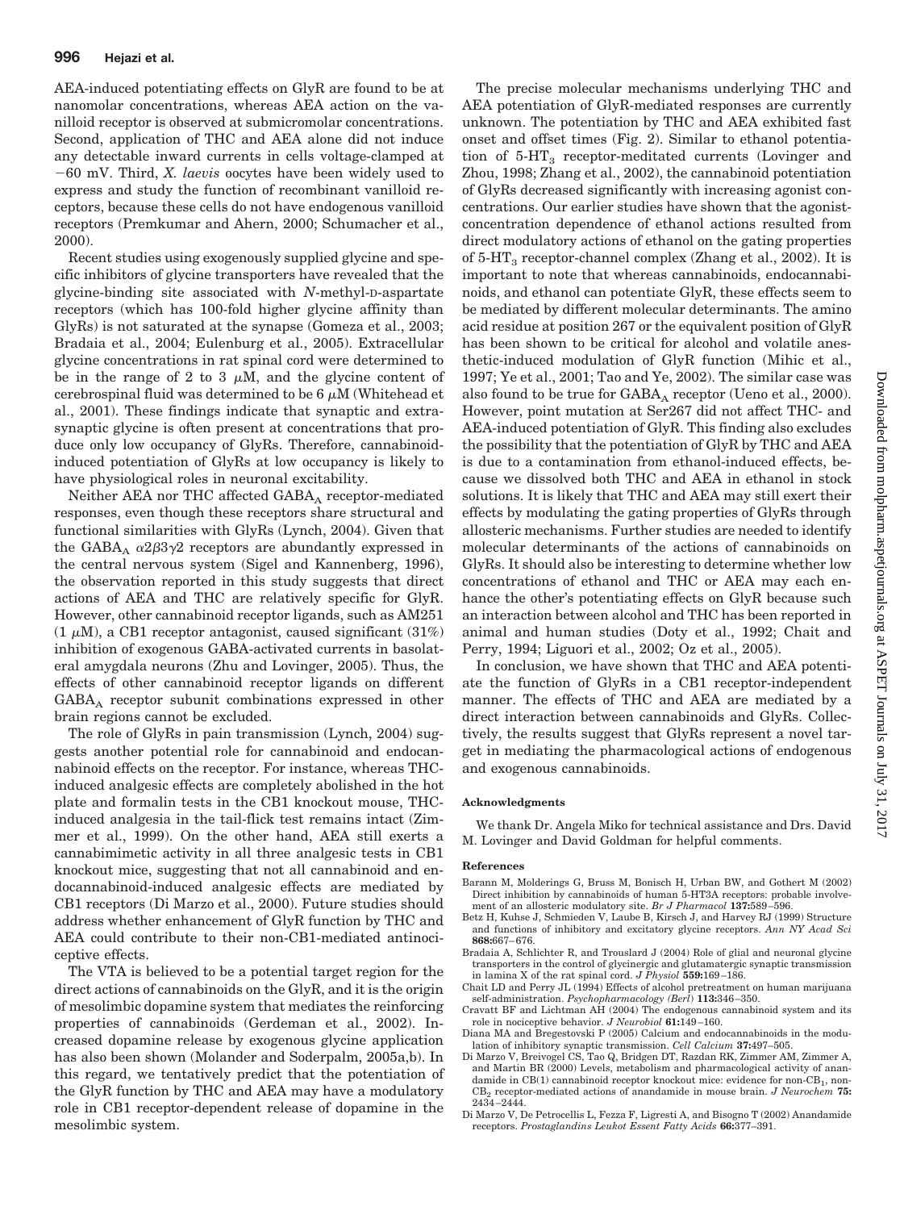AEA-induced potentiating effects on GlyR are found to be at nanomolar concentrations, whereas AEA action on the vanilloid receptor is observed at submicromolar concentrations. Second, application of THC and AEA alone did not induce any detectable inward currents in cells voltage-clamped at −60 mV. Third, *X. laevis* oocytes have been widely used to express and study the function of recombinant vanilloid receptors, because these cells do not have endogenous vanilloid receptors (Premkumar and Ahern, 2000; Schumacher et al., 2000).

Recent studies using exogenously supplied glycine and specific inhibitors of glycine transporters have revealed that the glycine-binding site associated with *N*-methyl-D-aspartate receptors (which has 100-fold higher glycine affinity than GlyRs) is not saturated at the synapse (Gomeza et al., 2003; Bradaia et al., 2004; Eulenburg et al., 2005). Extracellular glycine concentrations in rat spinal cord were determined to be in the range of 2 to 3 μM, and the glycine content of cerebrospinal fluid was determined to be 6 μM (Whitehead et al., 2001). These findings indicate that synaptic and extrasynaptic glycine is often present at concentrations that produce only low occupancy of GlyRs. Therefore, cannabinoid-induced potentiation of GlyRs at low occupancy is likely to have physiological roles in neuronal excitability.

Neither AEA nor THC affected $GABA_A$ receptor-mediated responses, even though these receptors share structural and functional similarities with GlyRs (Lynch, 2004). Given that the $GABA_A$ $\alpha2\beta3\gamma2$ receptors are abundantly expressed in the central nervous system (Sigel and Kannenberg, 1996), the observation reported in this study suggests that direct actions of AEA and THC are relatively specific for GlyR. However, other cannabinoid receptor ligands, such as AM251 (1 μM), a CB1 receptor antagonist, caused significant (31%) inhibition of exogenous GABA-activated currents in basolateral amygdala neurons (Zhu and Lovinger, 2005). Thus, the effects of other cannabinoid receptor ligands on different $GABA_A$ receptor subunit combinations expressed in other brain regions cannot be excluded.

The role of GlyRs in pain transmission (Lynch, 2004) suggests another potential role for cannabinoid and endocannabinoid effects on the receptor. For instance, whereas THC-induced analgesic effects are completely abolished in the hot plate and formalin tests in the CB1 knockout mouse, THC-induced analgesia in the tail-flick test remains intact (Zimmer et al., 1999). On the other hand, AEA still exerts a cannabimimetic activity in all three analgesic tests in CB1 knockout mice, suggesting that not all cannabinoid and endocannabinoid-induced analgesic effects are mediated by CB1 receptors (Di Marzo et al., 2000). Future studies should address whether enhancement of GlyR function by THC and AEA could contribute to their non-CB1-mediated antinociceptive effects.

The VTA is believed to be a potential target region for the direct actions of cannabinoids on the GlyR, and it is the origin of mesolimbic dopamine system that mediates the reinforcing properties of cannabinoids (Gerdeman et al., 2002). Increased dopamine release by exogenous glycine application has also been shown (Molander and Soderpalm, 2005a,b). In this regard, we tentatively predict that the potentiation of the GlyR function by THC and AEA may have a modulatory role in CB1 receptor-dependent release of dopamine in the mesolimbic system.

The precise molecular mechanisms underlying THC and AEA potentiation of GlyR-mediated responses are currently unknown. The potentiation by THC and AEA exhibited fast onset and offset times (Fig. 2). Similar to ethanol potentiation of $5\text{-HT}_3$ receptor-meditated currents (Lovinger and Zhou, 1998; Zhang et al., 2002), the cannabinoid potentiation of GlyRs decreased significantly with increasing agonist concentrations. Our earlier studies have shown that the agonist-concentration dependence of ethanol actions resulted from direct modulatory actions of ethanol on the gating properties of $5\text{-HT}_3$ receptor-channel complex (Zhang et al., 2002). It is important to note that whereas cannabinoids, endocannabinoids, and ethanol can potentiate GlyR, these effects seem to be mediated by different molecular determinants. The amino acid residue at position 267 or the equivalent position of GlyR has been shown to be critical for alcohol and volatile anesthetic-induced modulation of GlyR function (Mihic et al., 1997; Ye et al., 2001; Tao and Ye, 2002). The similar case was also found to be true for $GABA_A$ receptor (Ueno et al., 2000). However, point mutation at Ser267 did not affect THC- and AEA-induced potentiation of GlyR. This finding also excludes the possibility that the potentiation of GlyR by THC and AEA is due to a contamination from ethanol-induced effects, because we dissolved both THC and AEA in ethanol in stock solutions. It is likely that THC and AEA may still exert their effects by modulating the gating properties of GlyRs through allosteric mechanisms. Further studies are needed to identify molecular determinants of the actions of cannabinoids on GlyRs. It should also be interesting to determine whether low concentrations of ethanol and THC or AEA may each enhance the other's potentiating effects on GlyR because such an interaction between alcohol and THC has been reported in animal and human studies (Doty et al., 1992; Chait and Perry, 1994; Liguori et al., 2002; Oz et al., 2005).

In conclusion, we have shown that THC and AEA potentiate the function of GlyRs in a CB1 receptor-independent manner. The effects of THC and AEA are mediated by a direct interaction between cannabinoids and GlyRs. Collectively, the results suggest that GlyRs represent a novel target in mediating the pharmacological actions of endogenous and exogenous cannabinoids.

#### Acknowledgments

We thank Dr. Angela Miko for technical assistance and Drs. David M. Lovinger and David Goldman for helpful comments.

#### References

Barann M, Molderings G, Bruss M, Bonisch H, Urban BW, and Gothert M (2002) Direct inhibition by cannabinoids of human 5-HT3A receptors: probable involvement of an allosteric modulatory site. *Br J Pharmacol* **137:**589–596.

Betz H, Kuhse J, Schmieden V, Laube B, Kirsch J, and Harvey RJ (1999) Structure and functions of inhibitory and excitatory glycine receptors. *Ann NY Acad Sci* **868:**667–676.

Bradaia A, Schlichter R, and Trouslard J (2004) Role of glial and neuronal glycine transporters in the control of glycinergic and glutamatergic synaptic transmission in lamina X of the rat spinal cord. *J Physiol* **559:**169–186.

Chait LD and Perry JL (1994) Effects of alcohol pretreatment on human marijuana self-administration. *Psychopharmacology (Berl)* **113:**346–350.

Cravatt BF and Lichtman AH (2004) The endogenous cannabinoid system and its role in nociceptive behavior. *J Neurobiol* **61:**149–160.

Diana MA and Bregestovski P (2005) Calcium and endocannabinoids in the modulation of inhibitory synaptic transmission. *Cell Calcium* **37:**497–505.

Di Marzo V, Breivogel CS, Tao Q, Bridgen DT, Razdan RK, Zimmer AM, Zimmer A, and Martin BR (2000) Levels, metabolism and pharmacological activity of anandamide in CB(1) cannabinoid receptor knockout mice: evidence for non-$CB_1$, non-$CB_2$ receptor-mediated actions of anandamide in mouse brain. *J Neurochem* **75:** 2434–2444.

Di Marzo V, De Petrocellis L, Fezza F, Ligresti A, and Bisogno T (2002) Anandamide receptors. *Prostaglandins Leukot Essent Fatty Acids* **66:**377–391.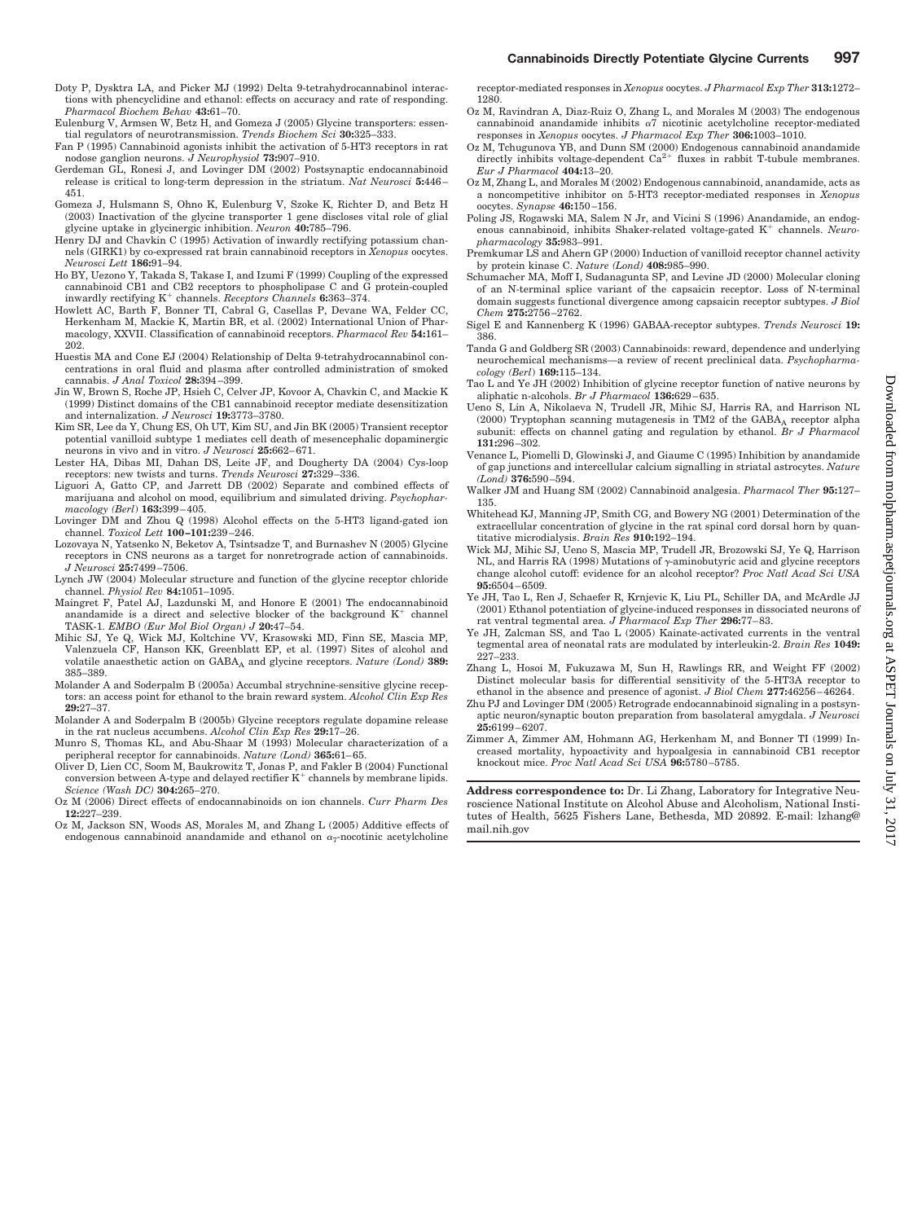Doty P, Dysktra LA, and Picker MJ (1992) Delta 9-tetrahydrocannabinol interactions with phencyclidine and ethanol: effects on accuracy and rate of responding. *Pharmacol Biochem Behav* **43:**61–70.

Eulenburg V, Armsen W, Betz H, and Gomeza J (2005) Glycine transporters: essential regulators of neurotransmission. *Trends Biochem Sci* **30:**325–333.

Fan P (1995) Cannabinoid agonists inhibit the activation of 5-HT3 receptors in rat nodose ganglion neurons. *J Neurophysiol* **73:**907–910.

Gerdeman GL, Ronesi J, and Lovinger DM (2002) Postsynaptic endocannabinoid release is critical to long-term depression in the striatum. *Nat Neurosci* **5:**446–451.

Gomeza J, Hulsmann S, Ohno K, Eulenburg V, Szoke K, Richter D, and Betz H (2003) Inactivation of the glycine transporter 1 gene discloses vital role of glial glycine uptake in glycinergic inhibition. *Neuron* **40:**785–796.

Henry DJ and Chavkin C (1995) Activation of inwardly rectifying potassium channels (GIRK1) by co-expressed rat brain cannabinoid receptors in *Xenopus* oocytes. *Neurosci Lett* **186:**91–94.

Ho BY, Uezono Y, Takada S, Takase I, and Izumi F (1999) Coupling of the expressed cannabinoid CB1 and CB2 receptors to phospholipase C and G protein-coupled inwardly rectifying $K^+$ channels. *Receptors Channels* **6:**363–374.

Howlett AC, Barth F, Bonner TI, Cabral G, Casellas P, Devane WA, Felder CC, Herkenham M, Mackie K, Martin BR, et al. (2002) International Union of Pharmacology, XXVII. Classification of cannabinoid receptors. *Pharmacol Rev* **54:**161–202.

Huestis MA and Cone EJ (2004) Relationship of Delta 9-tetrahydrocannabinol concentrations in oral fluid and plasma after controlled administration of smoked cannabis. *J Anal Toxicol* **28:**394–399.

Jin W, Brown S, Roche JP, Hsieh C, Celver JP, Kovoor A, Chavkin C, and Mackie K (1999) Distinct domains of the CB1 cannabinoid receptor mediate desensitization and internalization. *J Neurosci* **19:**3773–3780.

Kim SR, Lee da Y, Chung ES, Oh UT, Kim SU, and Jin BK (2005) Transient receptor potential vanilloid subtype 1 mediates cell death of mesencephalic dopaminergic neurons in vivo and in vitro. *J Neurosci* **25:**662–671.

Lester HA, Dibas MI, Dahan DS, Leite JF, and Dougherty DA (2004) Cys-loop receptors: new twists and turns. *Trends Neurosci* **27:**329–336.

Liguori A, Gatto CP, and Jarrett DB (2002) Separate and combined effects of marijuana and alcohol on mood, equilibrium and simulated driving. *Psychopharmacology (Berl)* **163:**399–405.

Lovinger DM and Zhou Q (1998) Alcohol effects on the 5-HT3 ligand-gated ion channel. *Toxicol Lett* **100–101:**239–246.

Lozovaya N, Yatsenko N, Beketov A, Tsintsadze T, and Burnashev N (2005) Glycine receptors in CNS neurons as a target for nonretrograde action of cannabinoids. *J Neurosci* **25:**7499–7506.

Lynch JW (2004) Molecular structure and function of the glycine receptor chloride channel. *Physiol Rev* **84:**1051–1095.

Maingret F, Patel AJ, Lazdunski M, and Honore E (2001) The endocannabinoid anandamide is a direct and selective blocker of the background $K^+$ channel TASK-1. *EMBO (Eur Mol Biol Organ) J* **20:**47–54.

Mihic SJ, Ye Q, Wick MJ, Koltchine VV, Krasowski MD, Finn SE, Mascia MP, Valenzuela CF, Hanson KK, Greenblatt EP, et al. (1997) Sites of alcohol and volatile anaesthetic action on $GABA_A$ and glycine receptors. *Nature (Lond)* **389:**385–389.

Molander A and Soderpalm B (2005a) Accumbal strychnine-sensitive glycine receptors: an access point for ethanol to the brain reward system. *Alcohol Clin Exp Res* **29:**27–37.

Molander A and Soderpalm B (2005b) Glycine receptors regulate dopamine release in the rat nucleus accumbens. *Alcohol Clin Exp Res* **29:**17–26.

Munro S, Thomas KL, and Abu-Shaar M (1993) Molecular characterization of a peripheral receptor for cannabinoids. *Nature (Lond)* **365:**61–65.

Oliver D, Lien CC, Soom M, Baukrowitz T, Jonas P, and Fakler B (2004) Functional conversion between A-type and delayed rectifier $K^+$ channels by membrane lipids. *Science (Wash DC)* **304:**265–270.

Oz M (2006) Direct effects of endocannabinoids on ion channels. *Curr Pharm Des* **12:**227–239.

Oz M, Jackson SN, Woods AS, Morales M, and Zhang L (2005) Additive effects of endogenous cannabinoid anandamide and ethanol on $\alpha_7$-nocotinic acetylcholine receptor-mediated responses in *Xenopus* oocytes. *J Pharmacol Exp Ther* **313:**1272–1280.

Oz M, Ravindran A, Diaz-Ruiz O, Zhang L, and Morales M (2003) The endogenous cannabinoid anandamide inhibits $\alpha 7$ nicotinic acetylcholine receptor-mediated responses in *Xenopus* oocytes. *J Pharmacol Exp Ther* **306:**1003–1010.

Oz M, Tchugunova YB, and Dunn SM (2000) Endogenous cannabinoid anandamide directly inhibits voltage-dependent $Ca^{2+}$ fluxes in rabbit T-tubule membranes. *Eur J Pharmacol* **404:**13–20.

Oz M, Zhang L, and Morales M (2002) Endogenous cannabinoid, anandamide, acts as a noncompetitive inhibitor on 5-HT3 receptor-mediated responses in *Xenopus* oocytes. *Synapse* **46:**150–156.

Poling JS, Rogawski MA, Salem N Jr, and Vicini S (1996) Anandamide, an endogenous cannabinoid, inhibits Shaker-related voltage-gated $K^+$ channels. *Neuropharmacology* **35:**983–991.

Premkumar LS and Ahern GP (2000) Induction of vanilloid receptor channel activity by protein kinase C. *Nature (Lond)* **408:**985–990.

Schumacher MA, Moff I, Sudanagunta SP, and Levine JD (2000) Molecular cloning of an N-terminal splice variant of the capsaicin receptor. Loss of N-terminal domain suggests functional divergence among capsaicin receptor subtypes. *J Biol Chem* **275:**2756–2762.

Sigel E and Kannenberg K (1996) GABAA-receptor subtypes. *Trends Neurosci* **19:**386.

Tanda G and Goldberg SR (2003) Cannabinoids: reward, dependence and underlying neurochemical mechanisms—a review of recent preclinical data. *Psychopharmacology (Berl)* **169:**115–134.

Tao L and Ye JH (2002) Inhibition of glycine receptor function of native neurons by aliphatic n-alcohols. *Br J Pharmacol* **136:**629–635.

Ueno S, Lin A, Nikolaeva N, Trudell JR, Mihic SJ, Harris RA, and Harrison NL (2000) Tryptophan scanning mutagenesis in TM2 of the $GABA_A$ receptor alpha subunit: effects on channel gating and regulation by ethanol. *Br J Pharmacol* **131:**296–302.

Venance L, Piomelli D, Glowinski J, and Giaume C (1995) Inhibition by anandamide of gap junctions and intercellular calcium signalling in striatal astrocytes. *Nature (Lond)* **376:**590–594.

Walker JM and Huang SM (2002) Cannabinoid analgesia. *Pharmacol Ther* **95:**127–135.

Whitehead KJ, Manning JP, Smith CG, and Bowery NG (2001) Determination of the extracellular concentration of glycine in the rat spinal cord dorsal horn by quantitative microdialysis. *Brain Res* **910:**192–194.

Wick MJ, Mihic SJ, Ueno S, Mascia MP, Trudell JR, Brozowski SJ, Ye Q, Harrison NL, and Harris RA (1998) Mutations of $\gamma$-aminobutyric acid and glycine receptors change alcohol cutoff: evidence for an alcohol receptor? *Proc Natl Acad Sci USA* **95:**6504–6509.

Ye JH, Tao L, Ren J, Schaefer R, Krnjevic K, Liu PL, Schiller DA, and McArdle JJ (2001) Ethanol potentiation of glycine-induced responses in dissociated neurons of rat ventral tegmental area. *J Pharmacol Exp Ther* **296:**77–83.

Ye JH, Zalcman SS, and Tao L (2005) Kainate-activated currents in the ventral tegmental area of neonatal rats are modulated by interleukin-2. *Brain Res* **1049:**227–233.

Zhang L, Hosoi M, Fukuzawa M, Sun H, Rawlings RR, and Weight FF (2002) Distinct molecular basis for differential sensitivity of the 5-HT3A receptor to ethanol in the absence and presence of agonist. *J Biol Chem* **277:**46256–46264.

Zhu PJ and Lovinger DM (2005) Retrograde endocannabinoid signaling in a postsynaptic neuron/synaptic bouton preparation from basolateral amygdala. *J Neurosci* **25:**6199–6207.

Zimmer A, Zimmer AM, Hohmann AG, Herkenham M, and Bonner TI (1999) Increased mortality, hypoactivity and hypoalgesia in cannabinoid CB1 receptor knockout mice. *Proc Natl Acad Sci USA* **96:**5780–5785.

**Address correspondence to:** Dr. Li Zhang, Laboratory for Integrative Neuroscience National Institute on Alcohol Abuse and Alcoholism, National Institutes of Health, 5625 Fishers Lane, Bethesda, MD 20892. E-mail: lzhang@mail.nih.gov